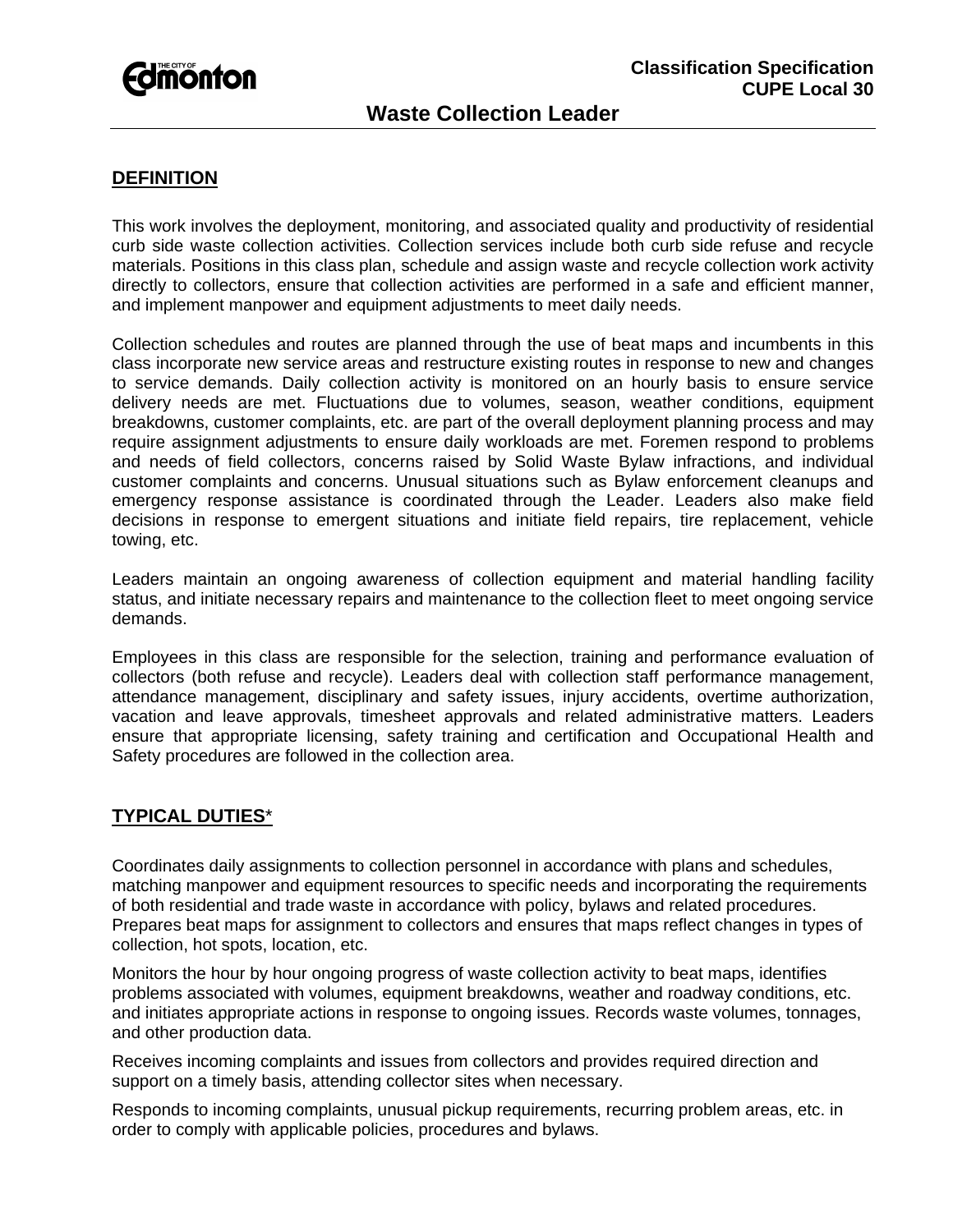**Classification Specification**
**CUPE Local 30**

# Waste Collection Leader

## DEFINITION

This work involves the deployment, monitoring, and associated quality and productivity of residential curb side waste collection activities. Collection services include both curb side refuse and recycle materials. Positions in this class plan, schedule and assign waste and recycle collection work activity directly to collectors, ensure that collection activities are performed in a safe and efficient manner, and implement manpower and equipment adjustments to meet daily needs.

Collection schedules and routes are planned through the use of beat maps and incumbents in this class incorporate new service areas and restructure existing routes in response to new and changes to service demands. Daily collection activity is monitored on an hourly basis to ensure service delivery needs are met. Fluctuations due to volumes, season, weather conditions, equipment breakdowns, customer complaints, etc. are part of the overall deployment planning process and may require assignment adjustments to ensure daily workloads are met. Foremen respond to problems and needs of field collectors, concerns raised by Solid Waste Bylaw infractions, and individual customer complaints and concerns. Unusual situations such as Bylaw enforcement cleanups and emergency response assistance is coordinated through the Leader. Leaders also make field decisions in response to emergent situations and initiate field repairs, tire replacement, vehicle towing, etc.

Leaders maintain an ongoing awareness of collection equipment and material handling facility status, and initiate necessary repairs and maintenance to the collection fleet to meet ongoing service demands.

Employees in this class are responsible for the selection, training and performance evaluation of collectors (both refuse and recycle). Leaders deal with collection staff performance management, attendance management, disciplinary and safety issues, injury accidents, overtime authorization, vacation and leave approvals, timesheet approvals and related administrative matters. Leaders ensure that appropriate licensing, safety training and certification and Occupational Health and Safety procedures are followed in the collection area.

## TYPICAL DUTIES*

Coordinates daily assignments to collection personnel in accordance with plans and schedules, matching manpower and equipment resources to specific needs and incorporating the requirements of both residential and trade waste in accordance with policy, bylaws and related procedures. Prepares beat maps for assignment to collectors and ensures that maps reflect changes in types of collection, hot spots, location, etc.

Monitors the hour by hour ongoing progress of waste collection activity to beat maps, identifies problems associated with volumes, equipment breakdowns, weather and roadway conditions, etc. and initiates appropriate actions in response to ongoing issues. Records waste volumes, tonnages, and other production data.

Receives incoming complaints and issues from collectors and provides required direction and support on a timely basis, attending collector sites when necessary.

Responds to incoming complaints, unusual pickup requirements, recurring problem areas, etc. in order to comply with applicable policies, procedures and bylaws.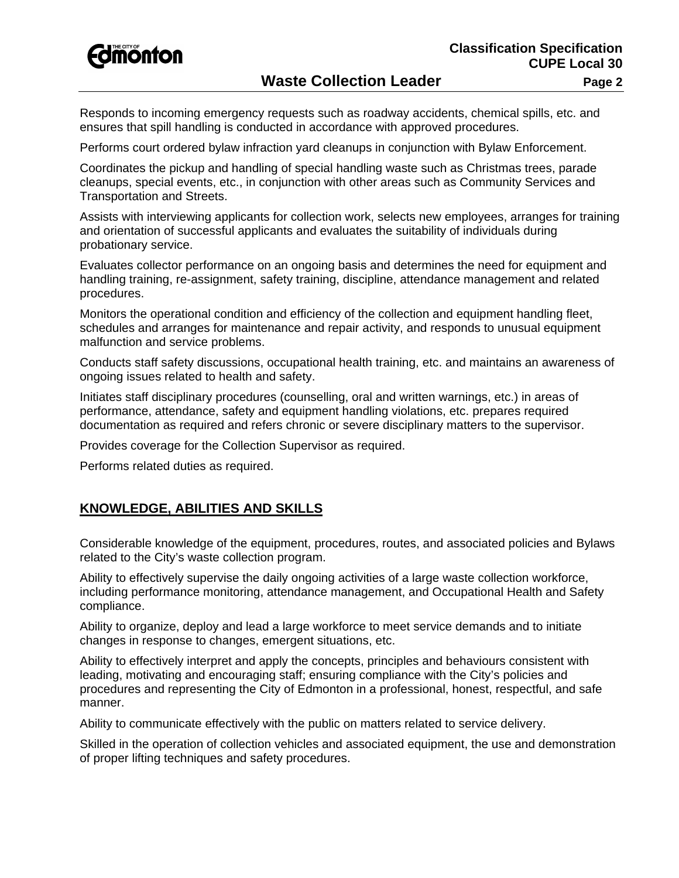Responds to incoming emergency requests such as roadway accidents, chemical spills, etc. and ensures that spill handling is conducted in accordance with approved procedures.

Performs court ordered bylaw infraction yard cleanups in conjunction with Bylaw Enforcement.

Coordinates the pickup and handling of special handling waste such as Christmas trees, parade cleanups, special events, etc., in conjunction with other areas such as Community Services and Transportation and Streets.

Assists with interviewing applicants for collection work, selects new employees, arranges for training and orientation of successful applicants and evaluates the suitability of individuals during probationary service.

Evaluates collector performance on an ongoing basis and determines the need for equipment and handling training, re-assignment, safety training, discipline, attendance management and related procedures.

Monitors the operational condition and efficiency of the collection and equipment handling fleet, schedules and arranges for maintenance and repair activity, and responds to unusual equipment malfunction and service problems.

Conducts staff safety discussions, occupational health training, etc. and maintains an awareness of ongoing issues related to health and safety.

Initiates staff disciplinary procedures (counselling, oral and written warnings, etc.) in areas of performance, attendance, safety and equipment handling violations, etc. prepares required documentation as required and refers chronic or severe disciplinary matters to the supervisor.

Provides coverage for the Collection Supervisor as required.

Performs related duties as required.

## KNOWLEDGE, ABILITIES AND SKILLS

Considerable knowledge of the equipment, procedures, routes, and associated policies and Bylaws related to the City's waste collection program.

Ability to effectively supervise the daily ongoing activities of a large waste collection workforce, including performance monitoring, attendance management, and Occupational Health and Safety compliance.

Ability to organize, deploy and lead a large workforce to meet service demands and to initiate changes in response to changes, emergent situations, etc.

Ability to effectively interpret and apply the concepts, principles and behaviours consistent with leading, motivating and encouraging staff; ensuring compliance with the City's policies and procedures and representing the City of Edmonton in a professional, honest, respectful, and safe manner.

Ability to communicate effectively with the public on matters related to service delivery.

Skilled in the operation of collection vehicles and associated equipment, the use and demonstration of proper lifting techniques and safety procedures.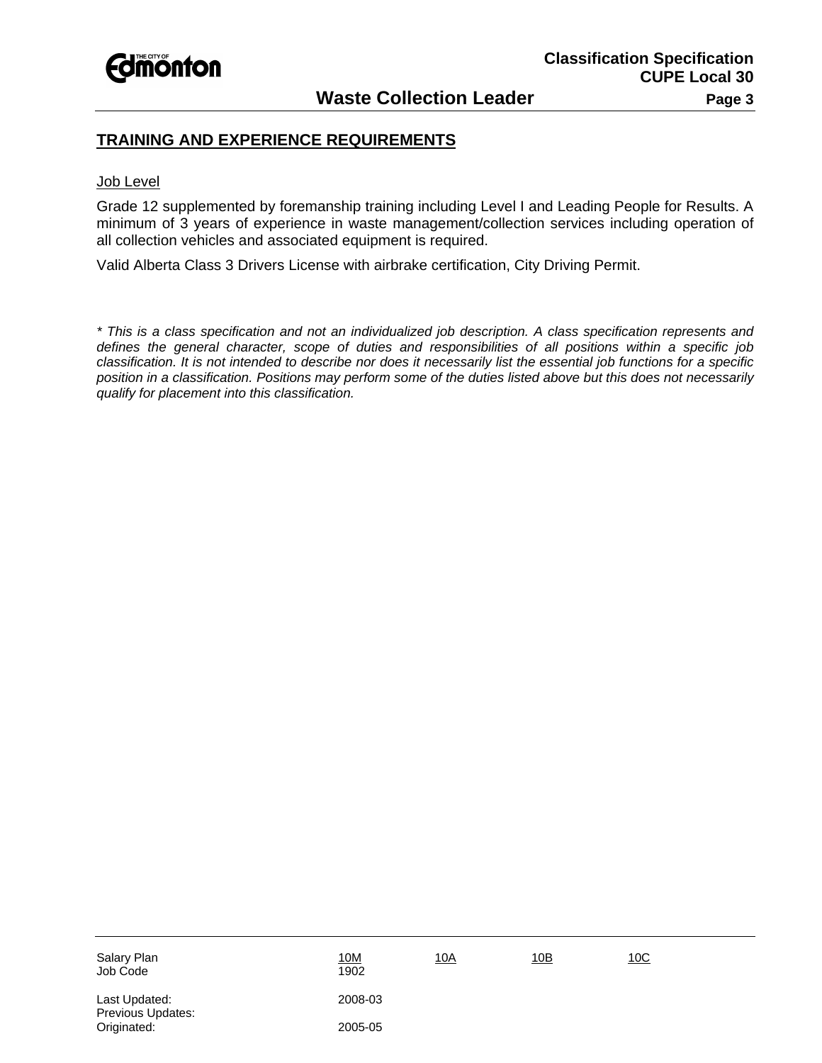## TRAINING AND EXPERIENCE REQUIREMENTS

Job Level

Grade 12 supplemented by foremanship training including Level I and Leading People for Results. A minimum of 3 years of experience in waste management/collection services including operation of all collection vehicles and associated equipment is required.

Valid Alberta Class 3 Drivers License with airbrake certification, City Driving Permit.

*\* This is a class specification and not an individualized job description. A class specification represents and defines the general character, scope of duties and responsibilities of all positions within a specific job classification. It is not intended to describe nor does it necessarily list the essential job functions for a specific position in a classification. Positions may perform some of the duties listed above but this does not necessarily qualify for placement into this classification.*

| | | | | |
|---|---|---|---|---|
| Salary Plan | 10M | 10A | 10B | 10C |
| Job Code | 1902 | | | |
| Last Updated: | 2008-03 | | | |
| Previous Updates: | | | | |
| Originated: | 2005-05 | | | |